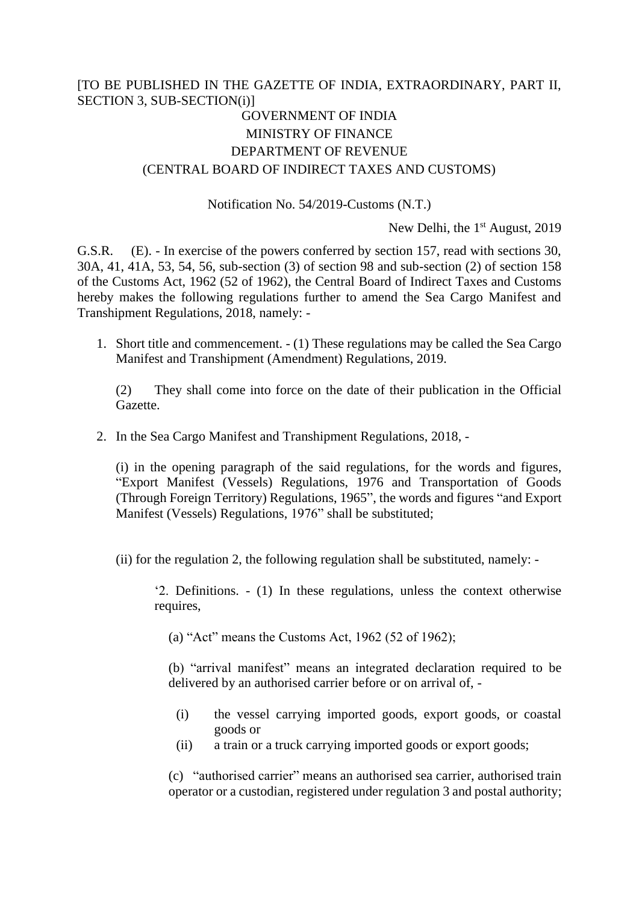[TO BE PUBLISHED IN THE GAZETTE OF INDIA, EXTRAORDINARY, PART II, SECTION 3, SUB-SECTION(i)]

GOVERNMENT OF INDIA

MINISTRY OF FINANCE

DEPARTMENT OF REVENUE

(CENTRAL BOARD OF INDIRECT TAXES AND CUSTOMS)

Notification No. 54/2019-Customs (N.T.)

New Delhi, the 1st August, 2019

G.S.R. (E). - In exercise of the powers conferred by section 157, read with sections 30, 30A, 41, 41A, 53, 54, 56, sub-section (3) of section 98 and sub-section (2) of section 158 of the Customs Act, 1962 (52 of 1962), the Central Board of Indirect Taxes and Customs hereby makes the following regulations further to amend the Sea Cargo Manifest and Transhipment Regulations, 2018, namely: -

1. Short title and commencement. - (1) These regulations may be called the Sea Cargo Manifest and Transhipment (Amendment) Regulations, 2019.

   (2) They shall come into force on the date of their publication in the Official Gazette.

2. In the Sea Cargo Manifest and Transhipment Regulations, 2018, -

   (i) in the opening paragraph of the said regulations, for the words and figures, "Export Manifest (Vessels) Regulations, 1976 and Transportation of Goods (Through Foreign Territory) Regulations, 1965", the words and figures "and Export Manifest (Vessels) Regulations, 1976" shall be substituted;

   (ii) for the regulation 2, the following regulation shall be substituted, namely: -

   '2. Definitions. - (1) In these regulations, unless the context otherwise requires,

   (a) "Act" means the Customs Act, 1962 (52 of 1962);

   (b) "arrival manifest" means an integrated declaration required to be delivered by an authorised carrier before or on arrival of, -

   (i) the vessel carrying imported goods, export goods, or coastal goods or

   (ii) a train or a truck carrying imported goods or export goods;

   (c) "authorised carrier" means an authorised sea carrier, authorised train operator or a custodian, registered under regulation 3 and postal authority;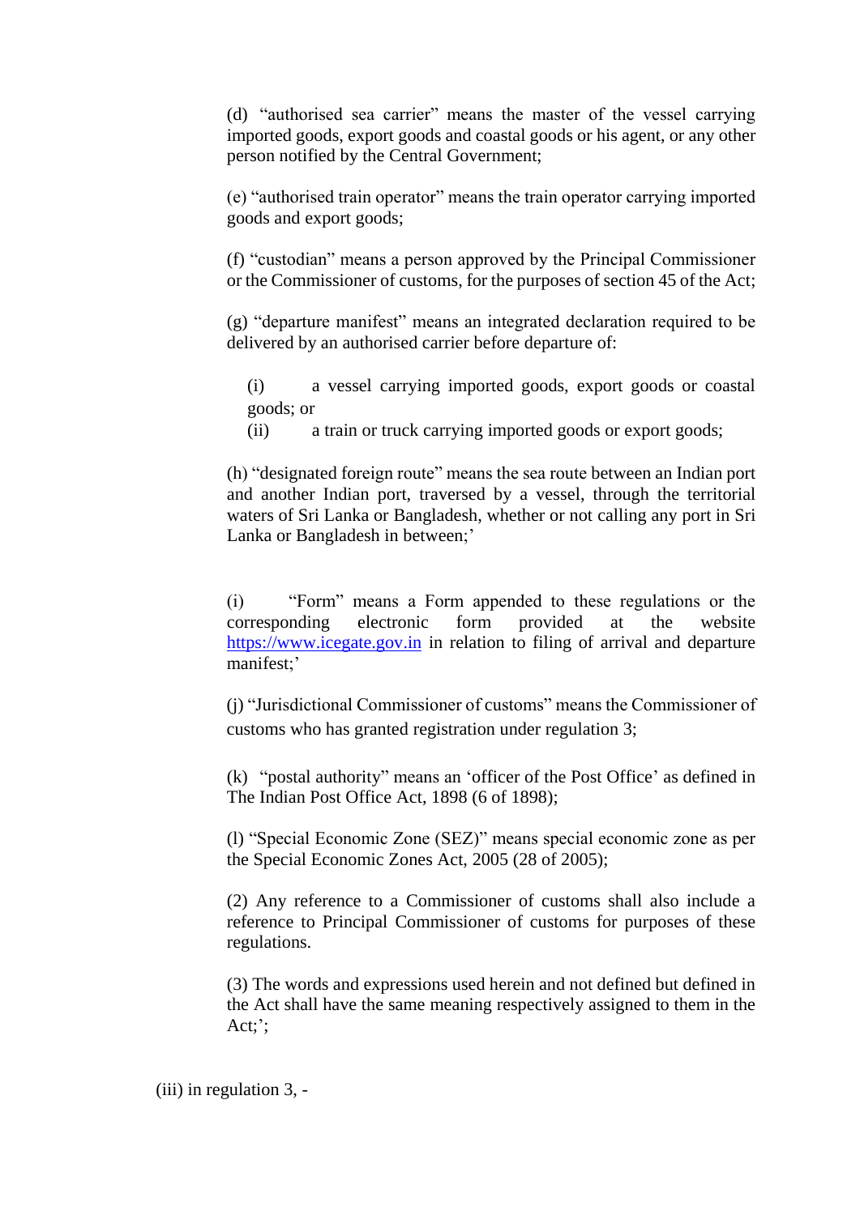(d) "authorised sea carrier" means the master of the vessel carrying imported goods, export goods and coastal goods or his agent, or any other person notified by the Central Government;

(e) "authorised train operator" means the train operator carrying imported goods and export goods;

(f) "custodian" means a person approved by the Principal Commissioner or the Commissioner of customs, for the purposes of section 45 of the Act;

(g) "departure manifest" means an integrated declaration required to be delivered by an authorised carrier before departure of:

(i) a vessel carrying imported goods, export goods or coastal goods; or

(ii) a train or truck carrying imported goods or export goods;

(h) "designated foreign route" means the sea route between an Indian port and another Indian port, traversed by a vessel, through the territorial waters of Sri Lanka or Bangladesh, whether or not calling any port in Sri Lanka or Bangladesh in between;'

(i) "Form" means a Form appended to these regulations or the corresponding electronic form provided at the website [https://www.icegate.gov.in](https://www.icegate.gov.in) in relation to filing of arrival and departure manifest;'

(j) "Jurisdictional Commissioner of customs" means the Commissioner of customs who has granted registration under regulation 3;

(k) "postal authority" means an 'officer of the Post Office' as defined in The Indian Post Office Act, 1898 (6 of 1898);

(l) "Special Economic Zone (SEZ)" means special economic zone as per the Special Economic Zones Act, 2005 (28 of 2005);

(2) Any reference to a Commissioner of customs shall also include a reference to Principal Commissioner of customs for purposes of these regulations.

(3) The words and expressions used herein and not defined but defined in the Act shall have the same meaning respectively assigned to them in the Act;';

(iii) in regulation 3, -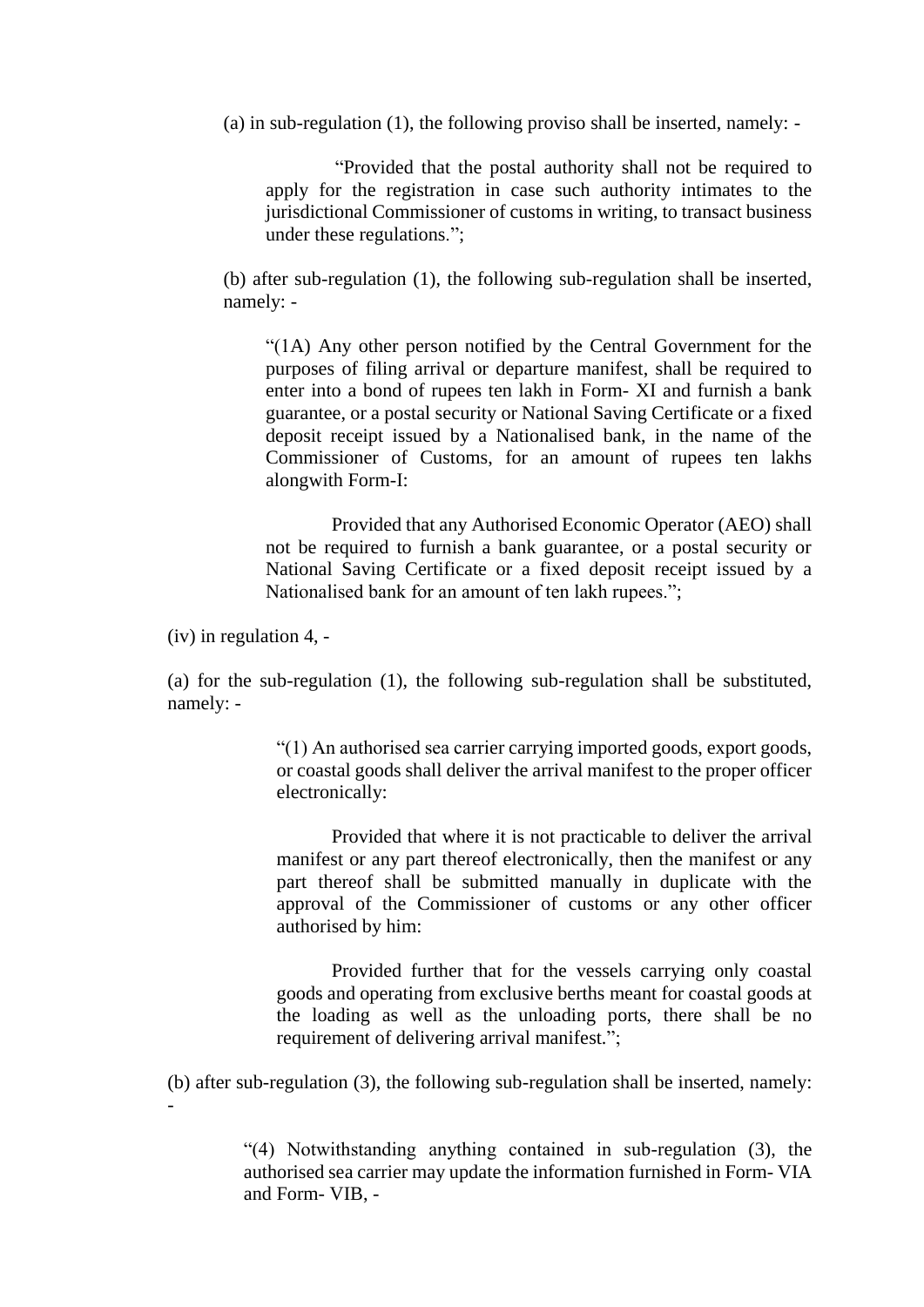(a) in sub-regulation (1), the following proviso shall be inserted, namely: -

> "Provided that the postal authority shall not be required to apply for the registration in case such authority intimates to the jurisdictional Commissioner of customs in writing, to transact business under these regulations.";

(b) after sub-regulation (1), the following sub-regulation shall be inserted, namely: -

> "(1A) Any other person notified by the Central Government for the purposes of filing arrival or departure manifest, shall be required to enter into a bond of rupees ten lakh in Form- XI and furnish a bank guarantee, or a postal security or National Saving Certificate or a fixed deposit receipt issued by a Nationalised bank, in the name of the Commissioner of Customs, for an amount of rupees ten lakhs alongwith Form-I:
>
> Provided that any Authorised Economic Operator (AEO) shall not be required to furnish a bank guarantee, or a postal security or National Saving Certificate or a fixed deposit receipt issued by a Nationalised bank for an amount of ten lakh rupees.";

(iv) in regulation 4, -

(a) for the sub-regulation (1), the following sub-regulation shall be substituted, namely: -

> "(1) An authorised sea carrier carrying imported goods, export goods, or coastal goods shall deliver the arrival manifest to the proper officer electronically:
>
> Provided that where it is not practicable to deliver the arrival manifest or any part thereof electronically, then the manifest or any part thereof shall be submitted manually in duplicate with the approval of the Commissioner of customs or any other officer authorised by him:
>
> Provided further that for the vessels carrying only coastal goods and operating from exclusive berths meant for coastal goods at the loading as well as the unloading ports, there shall be no requirement of delivering arrival manifest.";

(b) after sub-regulation (3), the following sub-regulation shall be inserted, namely: -

> "(4) Notwithstanding anything contained in sub-regulation (3), the authorised sea carrier may update the information furnished in Form- VIA and Form- VIB, -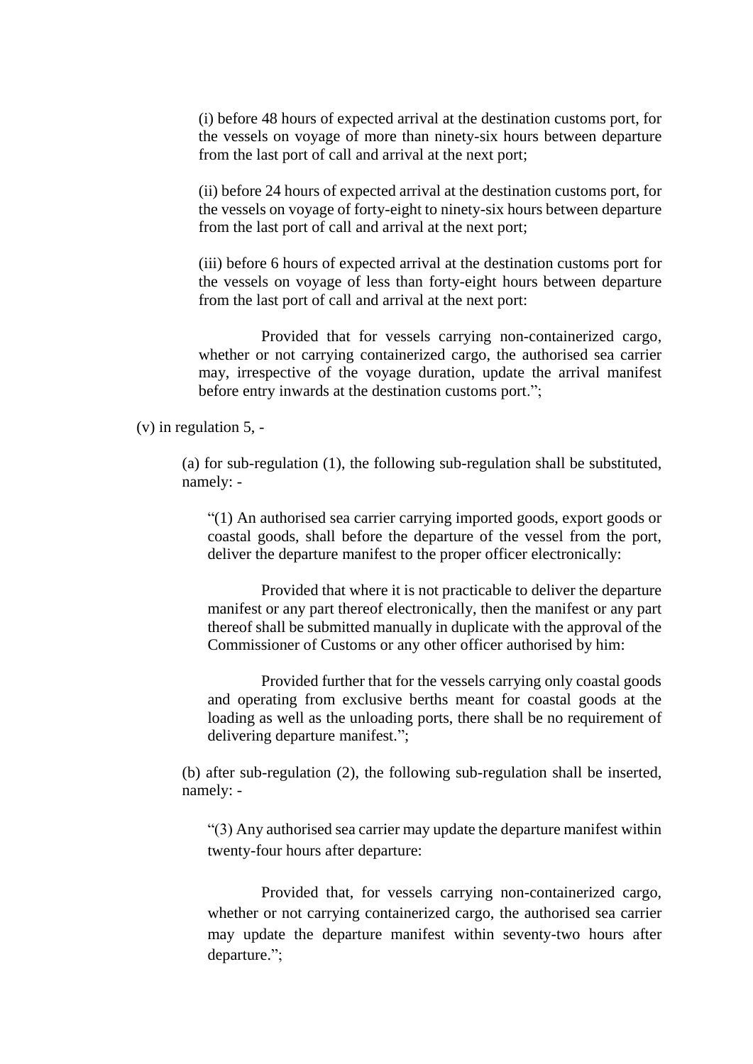(i) before 48 hours of expected arrival at the destination customs port, for the vessels on voyage of more than ninety-six hours between departure from the last port of call and arrival at the next port;

(ii) before 24 hours of expected arrival at the destination customs port, for the vessels on voyage of forty-eight to ninety-six hours between departure from the last port of call and arrival at the next port;

(iii) before 6 hours of expected arrival at the destination customs port for the vessels on voyage of less than forty-eight hours between departure from the last port of call and arrival at the next port:

Provided that for vessels carrying non-containerized cargo, whether or not carrying containerized cargo, the authorised sea carrier may, irrespective of the voyage duration, update the arrival manifest before entry inwards at the destination customs port.";

(v) in regulation 5, -

(a) for sub-regulation (1), the following sub-regulation shall be substituted, namely: -

"(1) An authorised sea carrier carrying imported goods, export goods or coastal goods, shall before the departure of the vessel from the port, deliver the departure manifest to the proper officer electronically:

Provided that where it is not practicable to deliver the departure manifest or any part thereof electronically, then the manifest or any part thereof shall be submitted manually in duplicate with the approval of the Commissioner of Customs or any other officer authorised by him:

Provided further that for the vessels carrying only coastal goods and operating from exclusive berths meant for coastal goods at the loading as well as the unloading ports, there shall be no requirement of delivering departure manifest.";

(b) after sub-regulation (2), the following sub-regulation shall be inserted, namely: -

"(3) Any authorised sea carrier may update the departure manifest within twenty-four hours after departure:

Provided that, for vessels carrying non-containerized cargo, whether or not carrying containerized cargo, the authorised sea carrier may update the departure manifest within seventy-two hours after departure.";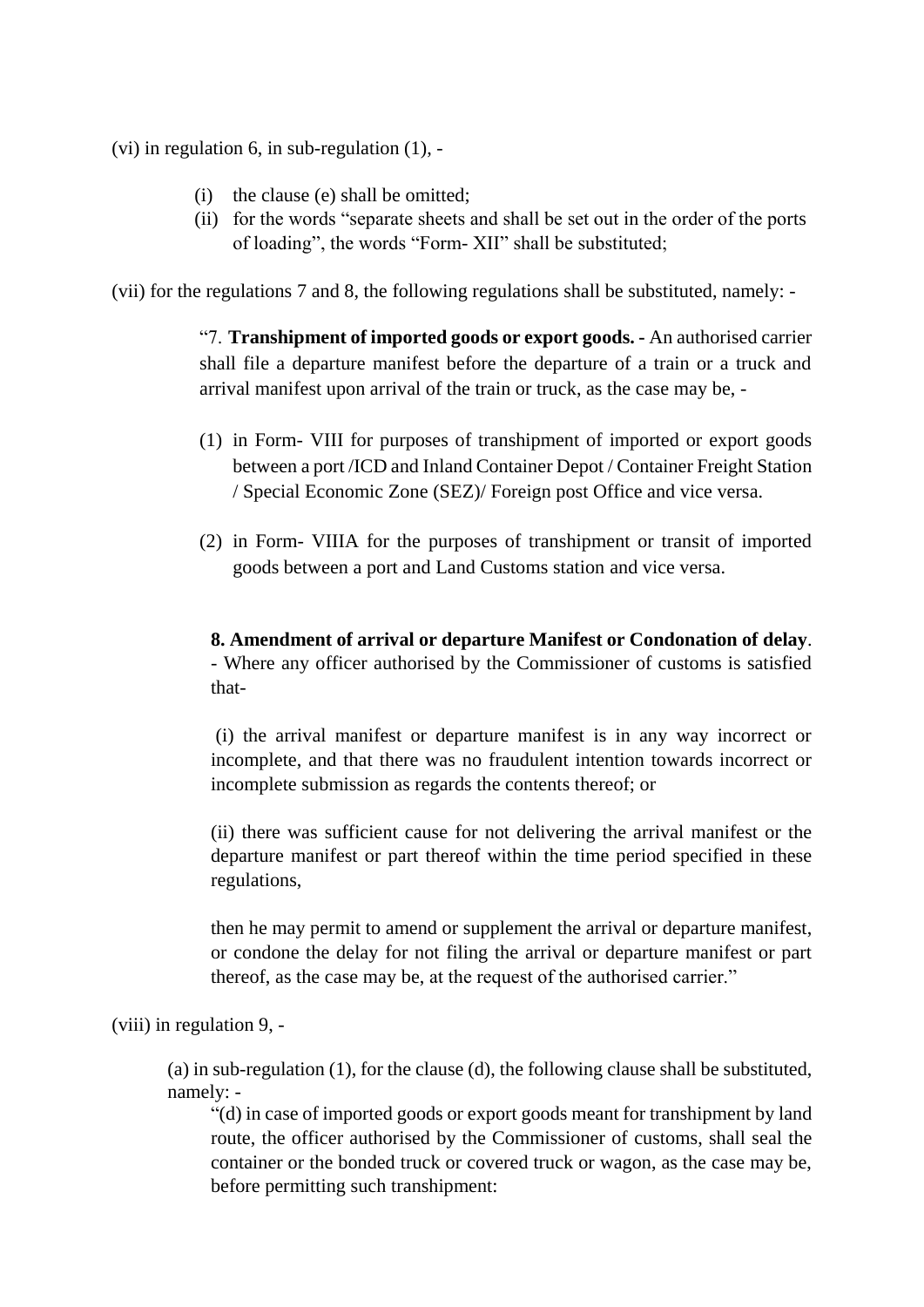(vi) in regulation 6, in sub-regulation (1), -

(i) the clause (e) shall be omitted;
(ii) for the words "separate sheets and shall be set out in the order of the ports of loading", the words "Form- XII" shall be substituted;

(vii) for the regulations 7 and 8, the following regulations shall be substituted, namely: -

> "7. **Transhipment of imported goods or export goods. -** An authorised carrier shall file a departure manifest before the departure of a train or a truck and arrival manifest upon arrival of the train or truck, as the case may be, -
>
> (1) in Form- VIII for purposes of transhipment of imported or export goods between a port /ICD and Inland Container Depot / Container Freight Station / Special Economic Zone (SEZ)/ Foreign post Office and vice versa.
>
> (2) in Form- VIIIA for the purposes of transhipment or transit of imported goods between a port and Land Customs station and vice versa.
>
> **8. Amendment of arrival or departure Manifest or Condonation of delay**. - Where any officer authorised by the Commissioner of customs is satisfied that-
>
> (i) the arrival manifest or departure manifest is in any way incorrect or incomplete, and that there was no fraudulent intention towards incorrect or incomplete submission as regards the contents thereof; or
>
> (ii) there was sufficient cause for not delivering the arrival manifest or the departure manifest or part thereof within the time period specified in these regulations,
>
> then he may permit to amend or supplement the arrival or departure manifest, or condone the delay for not filing the arrival or departure manifest or part thereof, as the case may be, at the request of the authorised carrier."

(viii) in regulation 9, -

(a) in sub-regulation (1), for the clause (d), the following clause shall be substituted, namely: -

> "(d) in case of imported goods or export goods meant for transhipment by land route, the officer authorised by the Commissioner of customs, shall seal the container or the bonded truck or covered truck or wagon, as the case may be, before permitting such transhipment: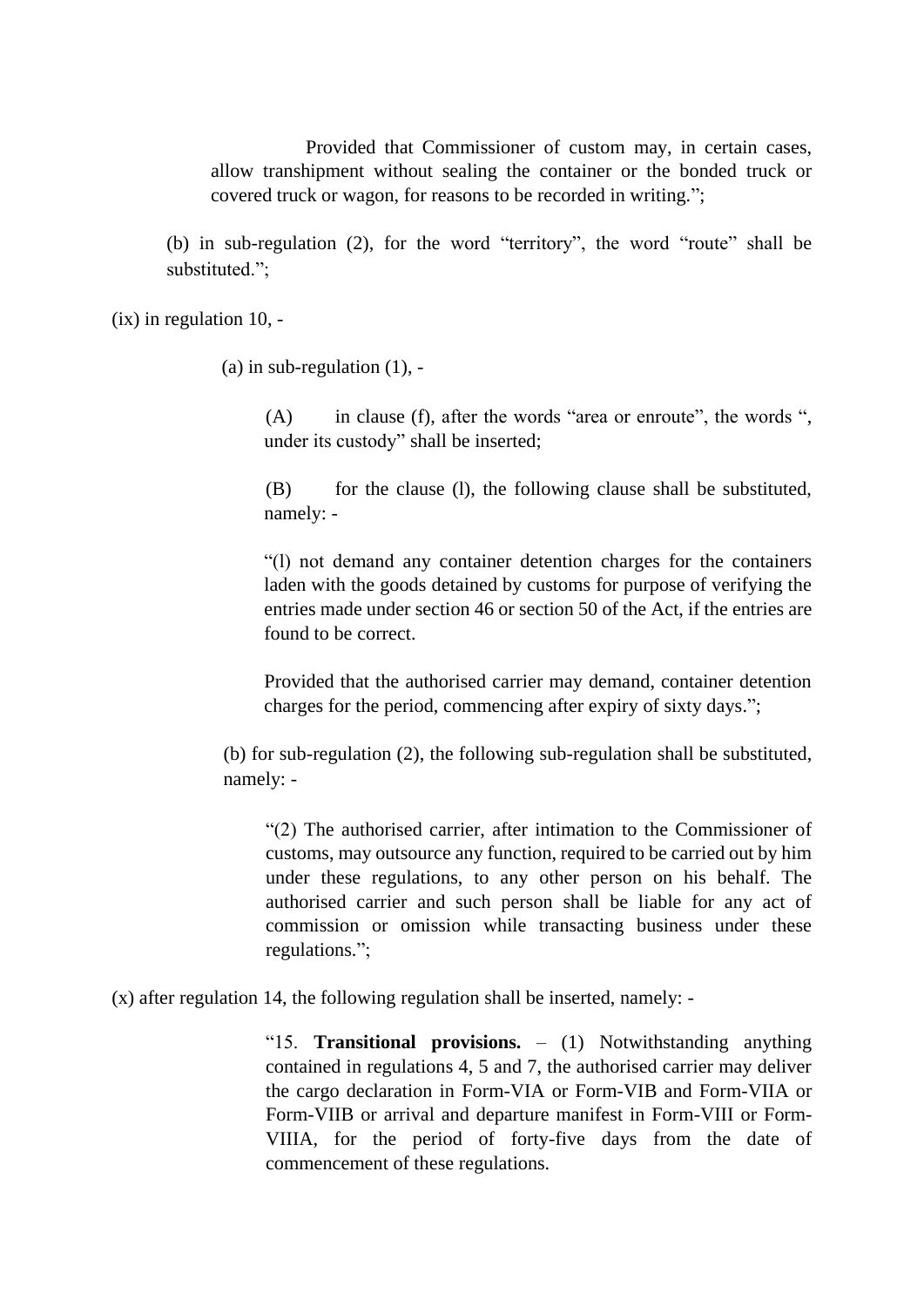Provided that Commissioner of custom may, in certain cases, allow transhipment without sealing the container or the bonded truck or covered truck or wagon, for reasons to be recorded in writing.";

(b) in sub-regulation (2), for the word "territory", the word "route" shall be substituted.";

(ix) in regulation 10, -

(a) in sub-regulation (1), -

(A) in clause (f), after the words "area or enroute", the words ", under its custody" shall be inserted;

(B) for the clause (l), the following clause shall be substituted, namely: -

"(l) not demand any container detention charges for the containers laden with the goods detained by customs for purpose of verifying the entries made under section 46 or section 50 of the Act, if the entries are found to be correct.

Provided that the authorised carrier may demand, container detention charges for the period, commencing after expiry of sixty days.";

(b) for sub-regulation (2), the following sub-regulation shall be substituted, namely: -

"(2) The authorised carrier, after intimation to the Commissioner of customs, may outsource any function, required to be carried out by him under these regulations, to any other person on his behalf. The authorised carrier and such person shall be liable for any act of commission or omission while transacting business under these regulations.";

(x) after regulation 14, the following regulation shall be inserted, namely: -

"15. **Transitional provisions.** – (1) Notwithstanding anything contained in regulations 4, 5 and 7, the authorised carrier may deliver the cargo declaration in Form-VIA or Form-VIB and Form-VIIA or Form-VIIB or arrival and departure manifest in Form-VIII or Form-VIIIA, for the period of forty-five days from the date of commencement of these regulations.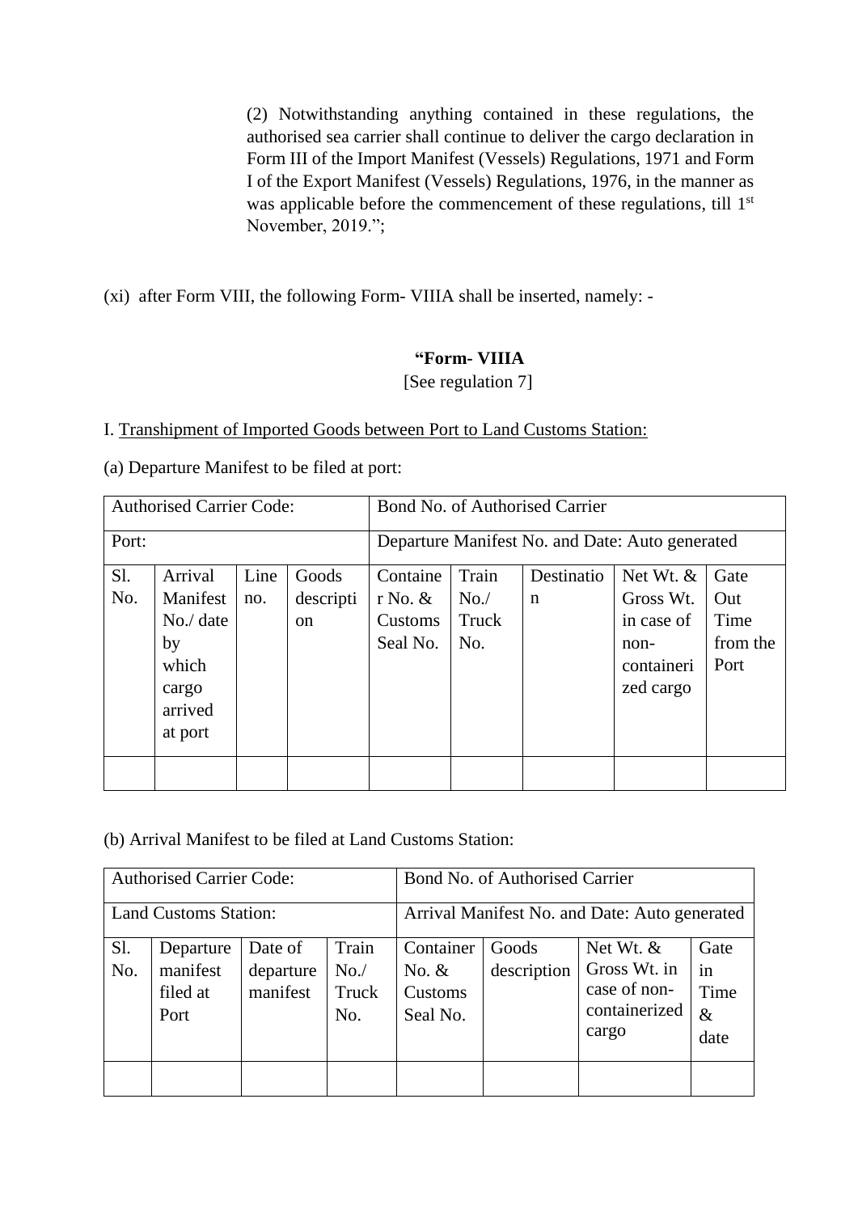(2) Notwithstanding anything contained in these regulations, the authorised sea carrier shall continue to deliver the cargo declaration in Form III of the Import Manifest (Vessels) Regulations, 1971 and Form I of the Export Manifest (Vessels) Regulations, 1976, in the manner as was applicable before the commencement of these regulations, till 1st November, 2019.";

(xi) after Form VIII, the following Form- VIIIA shall be inserted, namely: -

**"Form- VIIIA**

[See regulation 7]

I. Transhipment of Imported Goods between Port to Land Customs Station:

(a) Departure Manifest to be filed at port:

| Authorised Carrier Code: | | | | Bond No. of Authorised Carrier | | | | |
|---|---|---|---|---|---|---|---|---|
| Port: | | | | Departure Manifest No. and Date: Auto generated | | | | |
| Sl. No. | Arrival Manifest No./ date by which cargo arrived at port | Line no. | Goods description | Container No. & Customs Seal No. | Train No./ Truck No. | Destination | Net Wt. & Gross Wt. in case of non-containerized cargo | Gate Out Time from the Port |
| | | | | | | | | |

(b) Arrival Manifest to be filed at Land Customs Station:

| Authorised Carrier Code: | | | | Bond No. of Authorised Carrier | | | |
|---|---|---|---|---|---|---|---|
| Land Customs Station: | | | | Arrival Manifest No. and Date: Auto generated | | | |
| Sl. No. | Departure manifest filed at Port | Date of departure manifest | Train No./ Truck No. | Container No. & Customs Seal No. | Goods description | Net Wt. & Gross Wt. in case of non-containerized cargo | Gate in Time & date |
| | | | | | | | |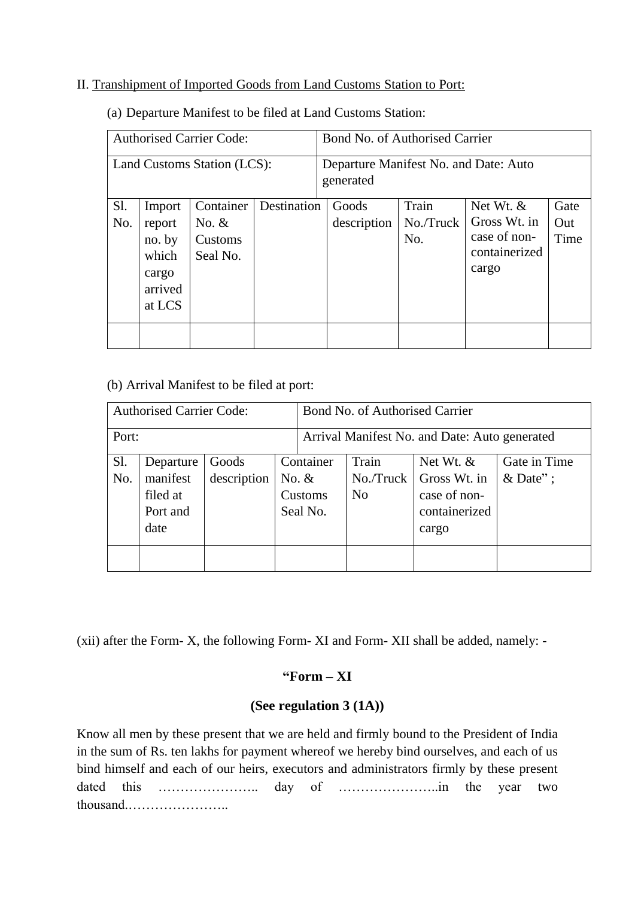II. Transhipment of Imported Goods from Land Customs Station to Port:

(a) Departure Manifest to be filed at Land Customs Station:

| Authorised Carrier Code: | | | | Bond No. of Authorised Carrier | | | |
|---|---|---|---|---|---|---|---|
| Land Customs Station (LCS): | | | | Departure Manifest No. and Date: Auto generated | | | |
| Sl. No. | Import report no. by which cargo arrived at LCS | Container No. & Customs Seal No. | Destination | Goods description | Train No./Truck No. | Net Wt. & Gross Wt. in case of non-containerized cargo | Gate Out Time |
| | | | | | | | |

(b) Arrival Manifest to be filed at port:

| Authorised Carrier Code: | | | | Bond No. of Authorised Carrier | | |
|---|---|---|---|---|---|---|
| Port: | | | | Arrival Manifest No. and Date: Auto generated | | |
| Sl. No. | Departure manifest filed at Port and date | Goods description | Container No. & Customs Seal No. | Train No./Truck No | Net Wt. & Gross Wt. in case of non-containerized cargo | Gate in Time & Date" ; |
| | | | | | | |

(xii) after the Form- X, the following Form- XI and Form- XII shall be added, namely: -

**"Form – XI**

**(See regulation 3 (1A))**

Know all men by these present that we are held and firmly bound to the President of India in the sum of Rs. ten lakhs for payment whereof we hereby bind ourselves, and each of us bind himself and each of our heirs, executors and administrators firmly by these present dated this ………………….. day of …………………..in the year two thousand.…………………..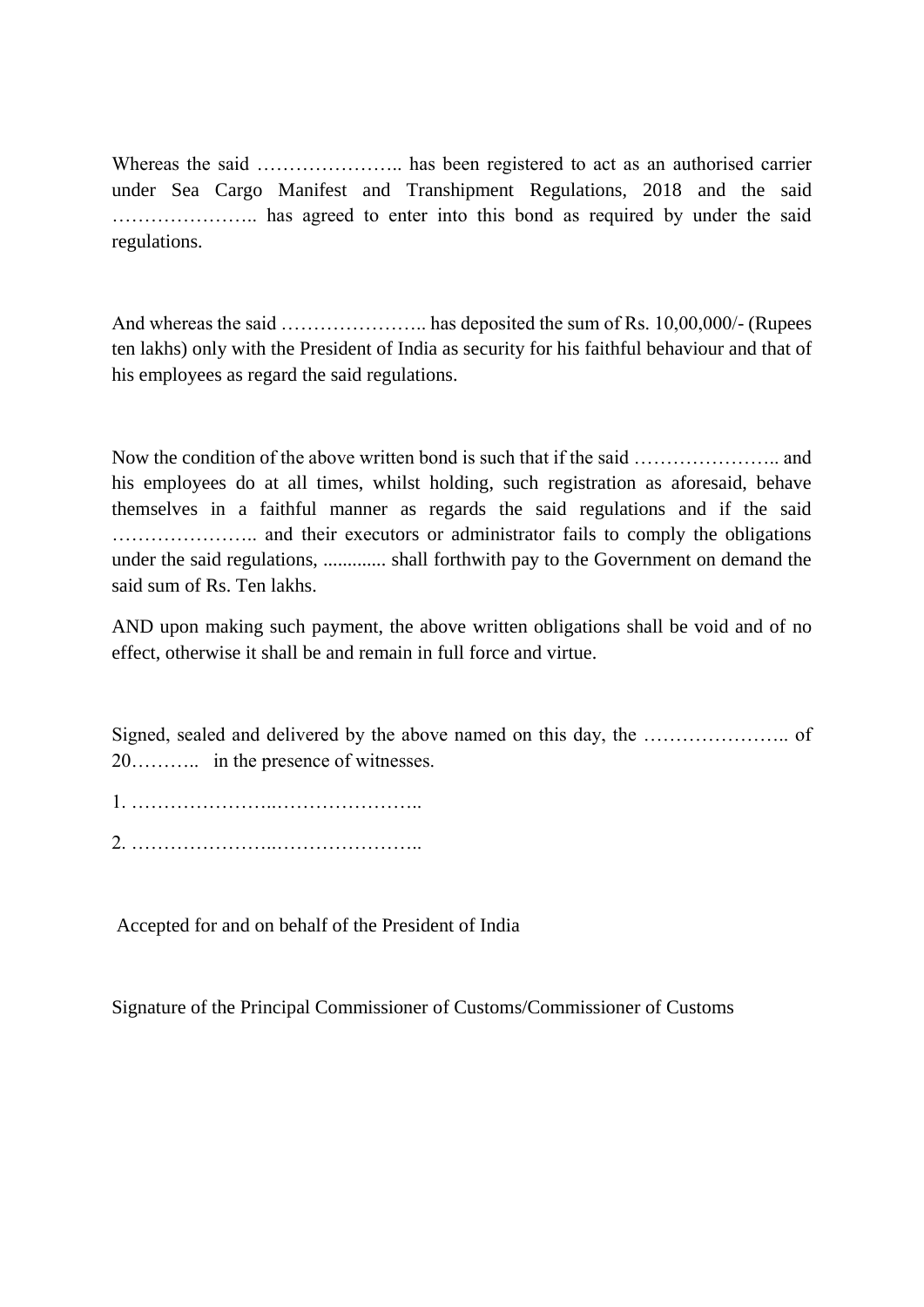Whereas the said ………………….. has been registered to act as an authorised carrier under Sea Cargo Manifest and Transhipment Regulations, 2018 and the said ………………….. has agreed to enter into this bond as required by under the said regulations.

And whereas the said ………………….. has deposited the sum of Rs. 10,00,000/- (Rupees ten lakhs) only with the President of India as security for his faithful behaviour and that of his employees as regard the said regulations.

Now the condition of the above written bond is such that if the said ………………….. and his employees do at all times, whilst holding, such registration as aforesaid, behave themselves in a faithful manner as regards the said regulations and if the said ………………….. and their executors or administrator fails to comply the obligations under the said regulations, ............. shall forthwith pay to the Government on demand the said sum of Rs. Ten lakhs.

AND upon making such payment, the above written obligations shall be void and of no effect, otherwise it shall be and remain in full force and virtue.

Signed, sealed and delivered by the above named on this day, the ………………….. of 20……….. in the presence of witnesses.

1. …………………..…………………..

2. …………………..…………………..

Accepted for and on behalf of the President of India

Signature of the Principal Commissioner of Customs/Commissioner of Customs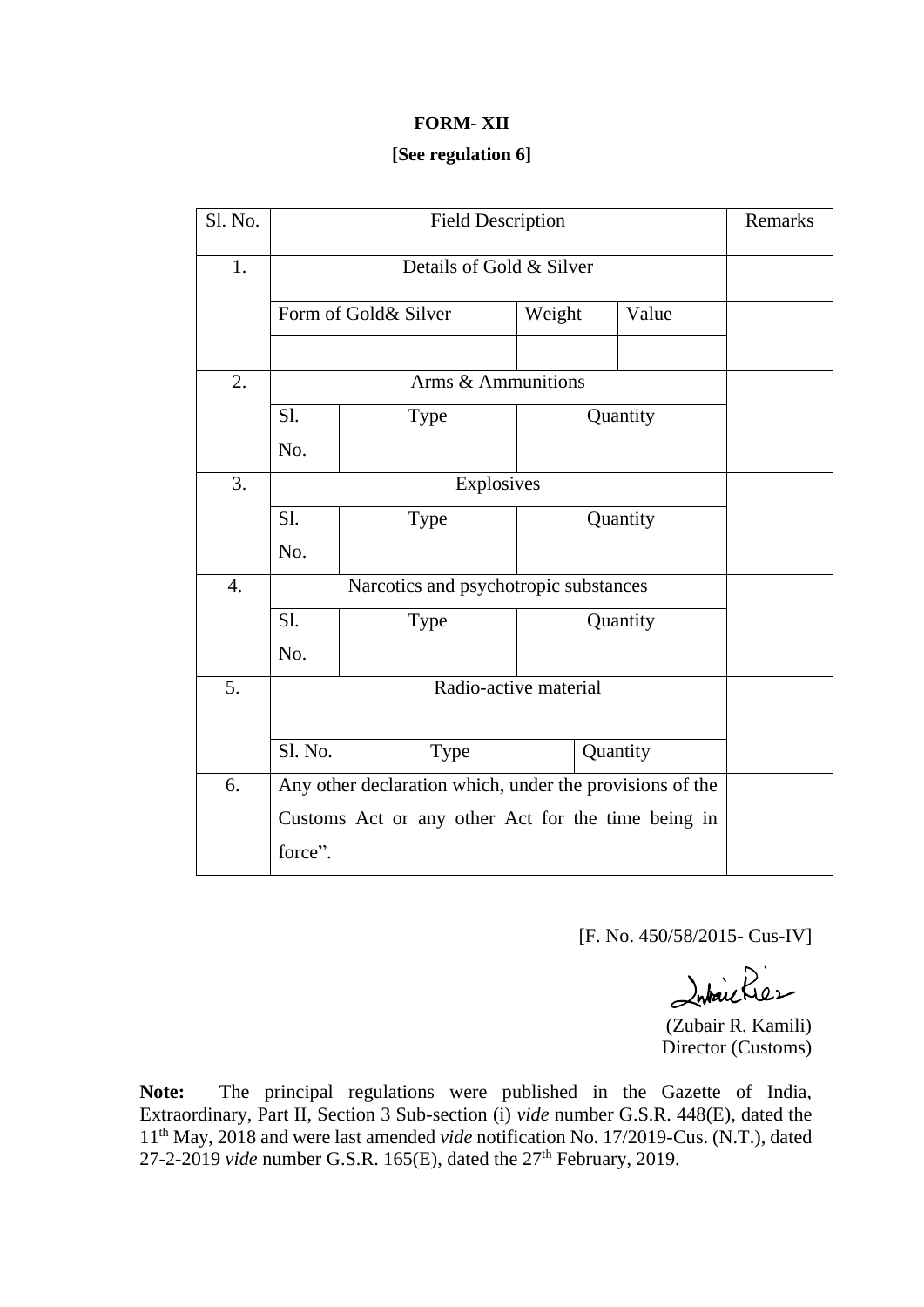**FORM- XII**

**[See regulation 6]**

| Sl. No. | Field Description | | | | Remarks |
|---|---|---|---|---|---|
| 1. | Details of Gold & Silver | | | | |
| | Form of Gold& Silver | | Weight | Value | |
| | | | | | |
| 2. | Arms & Ammunitions | | | | |
| | Sl. No. | Type | Quantity | | |
| 3. | Explosives | | | | |
| | Sl. No. | Type | Quantity | | |
| 4. | Narcotics and psychotropic substances | | | | |
| | Sl. No. | Type | Quantity | | |
| 5. | Radio-active material | | | | |
| | Sl. No. | Type | Quantity | | |
| 6. | Any other declaration which, under the provisions of the Customs Act or any other Act for the time being in force". | | | | |

[F. No. 450/58/2015- Cus-IV]

(Zubair R. Kamili)
Director (Customs)

**Note:** The principal regulations were published in the Gazette of India, Extraordinary, Part II, Section 3 Sub-section (i) *vide* number G.S.R. 448(E), dated the 11th May, 2018 and were last amended *vide* notification No. 17/2019-Cus. (N.T.), dated 27-2-2019 *vide* number G.S.R. 165(E), dated the 27th February, 2019.